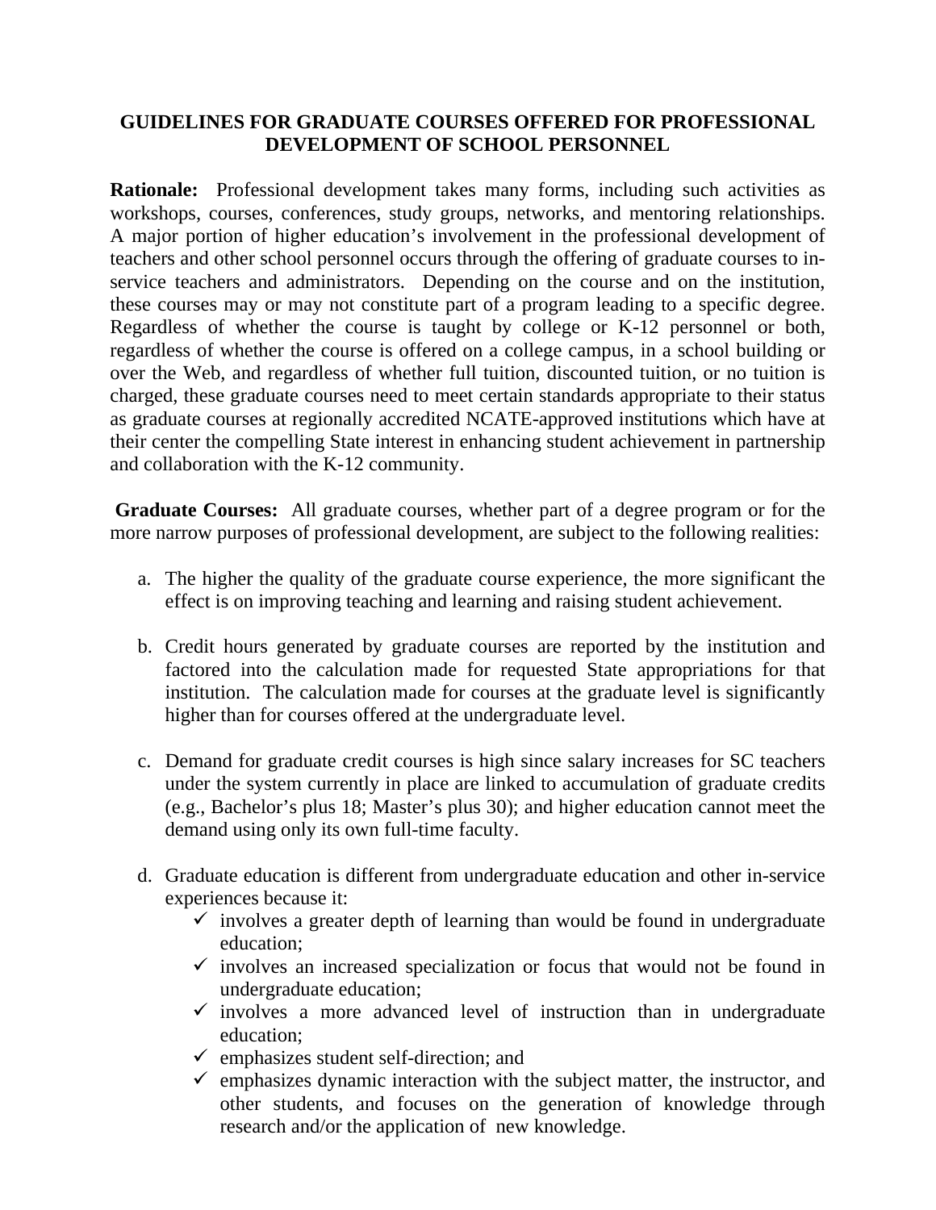# GUIDELINES FOR GRADUATE COURSES OFFERED FOR PROFESSIONAL DEVELOPMENT OF SCHOOL PERSONNEL

**Rationale:** Professional development takes many forms, including such activities as workshops, courses, conferences, study groups, networks, and mentoring relationships. A major portion of higher education's involvement in the professional development of teachers and other school personnel occurs through the offering of graduate courses to in-service teachers and administrators. Depending on the course and on the institution, these courses may or may not constitute part of a program leading to a specific degree. Regardless of whether the course is taught by college or K-12 personnel or both, regardless of whether the course is offered on a college campus, in a school building or over the Web, and regardless of whether full tuition, discounted tuition, or no tuition is charged, these graduate courses need to meet certain standards appropriate to their status as graduate courses at regionally accredited NCATE-approved institutions which have at their center the compelling State interest in enhancing student achievement in partnership and collaboration with the K-12 community.

**Graduate Courses:** All graduate courses, whether part of a degree program or for the more narrow purposes of professional development, are subject to the following realities:

a. The higher the quality of the graduate course experience, the more significant the effect is on improving teaching and learning and raising student achievement.

b. Credit hours generated by graduate courses are reported by the institution and factored into the calculation made for requested State appropriations for that institution. The calculation made for courses at the graduate level is significantly higher than for courses offered at the undergraduate level.

c. Demand for graduate credit courses is high since salary increases for SC teachers under the system currently in place are linked to accumulation of graduate credits (e.g., Bachelor's plus 18; Master's plus 30); and higher education cannot meet the demand using only its own full-time faculty.

d. Graduate education is different from undergraduate education and other in-service experiences because it:
   - ✓ involves a greater depth of learning than would be found in undergraduate education;
   - ✓ involves an increased specialization or focus that would not be found in undergraduate education;
   - ✓ involves a more advanced level of instruction than in undergraduate education;
   - ✓ emphasizes student self-direction; and
   - ✓ emphasizes dynamic interaction with the subject matter, the instructor, and other students, and focuses on the generation of knowledge through research and/or the application of new knowledge.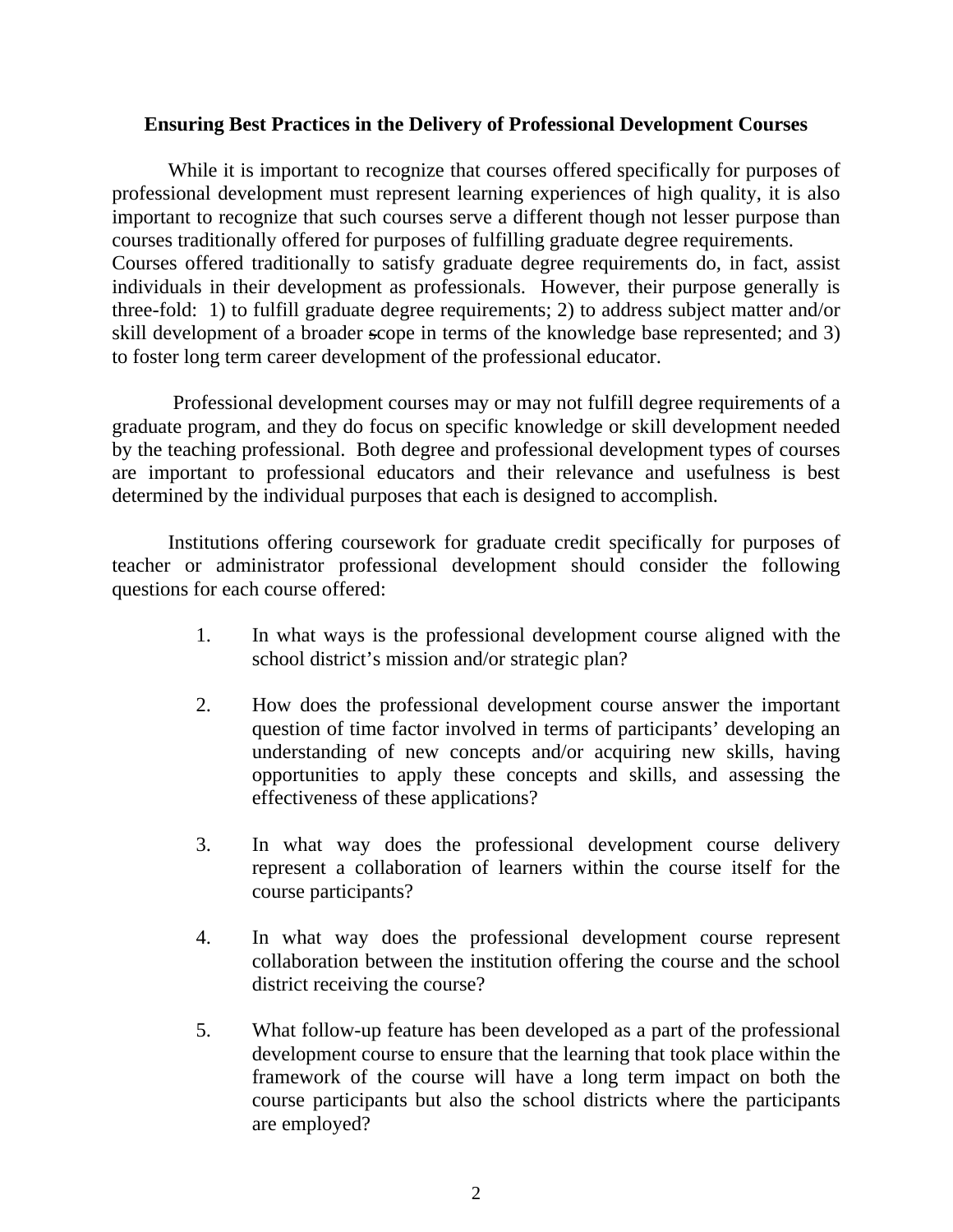### Ensuring Best Practices in the Delivery of Professional Development Courses

While it is important to recognize that courses offered specifically for purposes of professional development must represent learning experiences of high quality, it is also important to recognize that such courses serve a different though not lesser purpose than courses traditionally offered for purposes of fulfilling graduate degree requirements. Courses offered traditionally to satisfy graduate degree requirements do, in fact, assist individuals in their development as professionals. However, their purpose generally is three-fold: 1) to fulfill graduate degree requirements; 2) to address subject matter and/or skill development of a broader scope in terms of the knowledge base represented; and 3) to foster long term career development of the professional educator.

Professional development courses may or may not fulfill degree requirements of a graduate program, and they do focus on specific knowledge or skill development needed by the teaching professional. Both degree and professional development types of courses are important to professional educators and their relevance and usefulness is best determined by the individual purposes that each is designed to accomplish.

Institutions offering coursework for graduate credit specifically for purposes of teacher or administrator professional development should consider the following questions for each course offered:

1. In what ways is the professional development course aligned with the school district's mission and/or strategic plan?

2. How does the professional development course answer the important question of time factor involved in terms of participants' developing an understanding of new concepts and/or acquiring new skills, having opportunities to apply these concepts and skills, and assessing the effectiveness of these applications?

3. In what way does the professional development course delivery represent a collaboration of learners within the course itself for the course participants?

4. In what way does the professional development course represent collaboration between the institution offering the course and the school district receiving the course?

5. What follow-up feature has been developed as a part of the professional development course to ensure that the learning that took place within the framework of the course will have a long term impact on both the course participants but also the school districts where the participants are employed?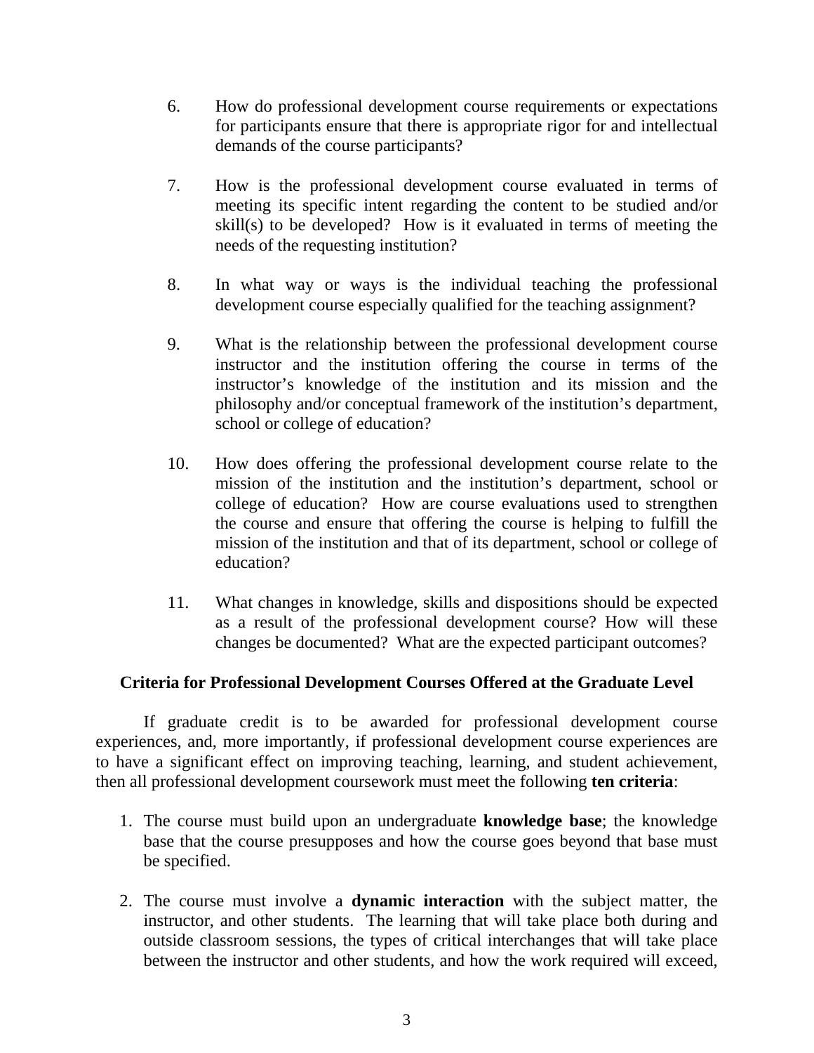6. How do professional development course requirements or expectations for participants ensure that there is appropriate rigor for and intellectual demands of the course participants?

7. How is the professional development course evaluated in terms of meeting its specific intent regarding the content to be studied and/or skill(s) to be developed? How is it evaluated in terms of meeting the needs of the requesting institution?

8. In what way or ways is the individual teaching the professional development course especially qualified for the teaching assignment?

9. What is the relationship between the professional development course instructor and the institution offering the course in terms of the instructor's knowledge of the institution and its mission and the philosophy and/or conceptual framework of the institution's department, school or college of education?

10. How does offering the professional development course relate to the mission of the institution and the institution's department, school or college of education? How are course evaluations used to strengthen the course and ensure that offering the course is helping to fulfill the mission of the institution and that of its department, school or college of education?

11. What changes in knowledge, skills and dispositions should be expected as a result of the professional development course? How will these changes be documented? What are the expected participant outcomes?

## Criteria for Professional Development Courses Offered at the Graduate Level

If graduate credit is to be awarded for professional development course experiences, and, more importantly, if professional development course experiences are to have a significant effect on improving teaching, learning, and student achievement, then all professional development coursework must meet the following **ten criteria**:

1. The course must build upon an undergraduate **knowledge base**; the knowledge base that the course presupposes and how the course goes beyond that base must be specified.

2. The course must involve a **dynamic interaction** with the subject matter, the instructor, and other students. The learning that will take place both during and outside classroom sessions, the types of critical interchanges that will take place between the instructor and other students, and how the work required will exceed,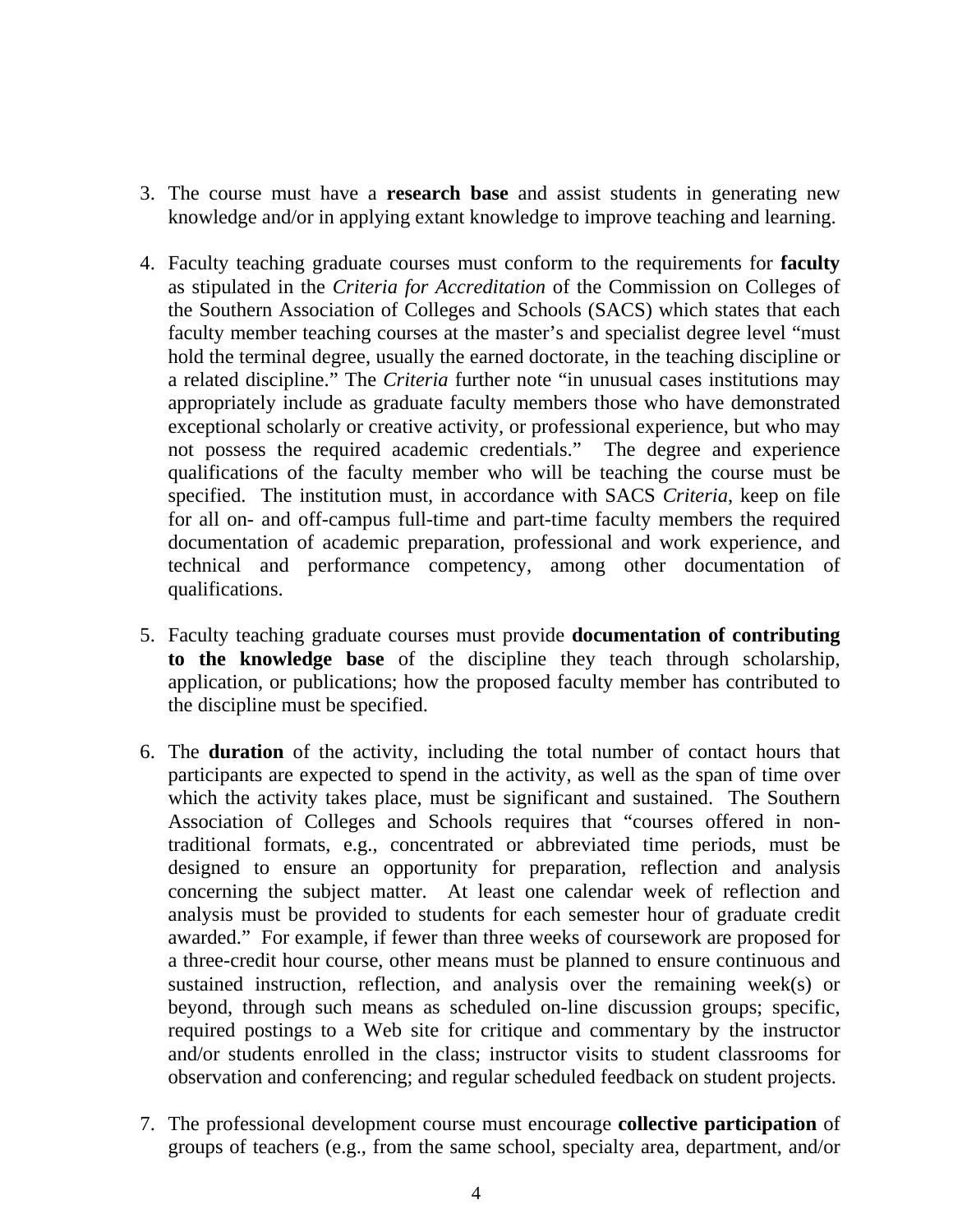3. The course must have a **research base** and assist students in generating new knowledge and/or in applying extant knowledge to improve teaching and learning.

4. Faculty teaching graduate courses must conform to the requirements for **faculty** as stipulated in the *Criteria for Accreditation* of the Commission on Colleges of the Southern Association of Colleges and Schools (SACS) which states that each faculty member teaching courses at the master's and specialist degree level "must hold the terminal degree, usually the earned doctorate, in the teaching discipline or a related discipline." The *Criteria* further note "in unusual cases institutions may appropriately include as graduate faculty members those who have demonstrated exceptional scholarly or creative activity, or professional experience, but who may not possess the required academic credentials." The degree and experience qualifications of the faculty member who will be teaching the course must be specified. The institution must, in accordance with SACS *Criteria*, keep on file for all on- and off-campus full-time and part-time faculty members the required documentation of academic preparation, professional and work experience, and technical and performance competency, among other documentation of qualifications.

5. Faculty teaching graduate courses must provide **documentation of contributing to the knowledge base** of the discipline they teach through scholarship, application, or publications; how the proposed faculty member has contributed to the discipline must be specified.

6. The **duration** of the activity, including the total number of contact hours that participants are expected to spend in the activity, as well as the span of time over which the activity takes place, must be significant and sustained. The Southern Association of Colleges and Schools requires that "courses offered in non-traditional formats, e.g., concentrated or abbreviated time periods, must be designed to ensure an opportunity for preparation, reflection and analysis concerning the subject matter. At least one calendar week of reflection and analysis must be provided to students for each semester hour of graduate credit awarded." For example, if fewer than three weeks of coursework are proposed for a three-credit hour course, other means must be planned to ensure continuous and sustained instruction, reflection, and analysis over the remaining week(s) or beyond, through such means as scheduled on-line discussion groups; specific, required postings to a Web site for critique and commentary by the instructor and/or students enrolled in the class; instructor visits to student classrooms for observation and conferencing; and regular scheduled feedback on student projects.

7. The professional development course must encourage **collective participation** of groups of teachers (e.g., from the same school, specialty area, department, and/or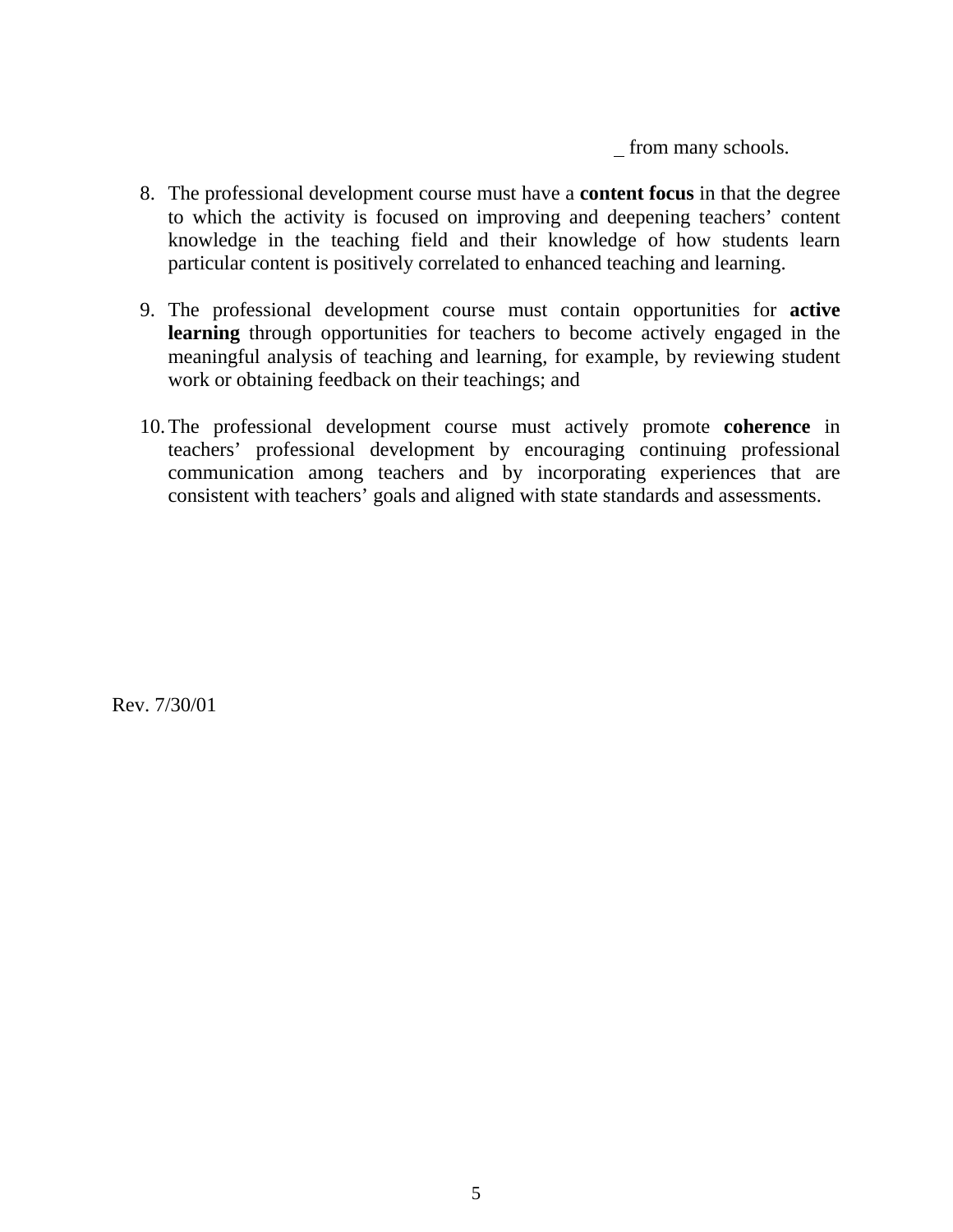_ from many schools.

8. The professional development course must have a **content focus** in that the degree to which the activity is focused on improving and deepening teachers' content knowledge in the teaching field and their knowledge of how students learn particular content is positively correlated to enhanced teaching and learning.

9. The professional development course must contain opportunities for **active learning** through opportunities for teachers to become actively engaged in the meaningful analysis of teaching and learning, for example, by reviewing student work or obtaining feedback on their teachings; and

10. The professional development course must actively promote **coherence** in teachers' professional development by encouraging continuing professional communication among teachers and by incorporating experiences that are consistent with teachers' goals and aligned with state standards and assessments.

Rev. 7/30/01